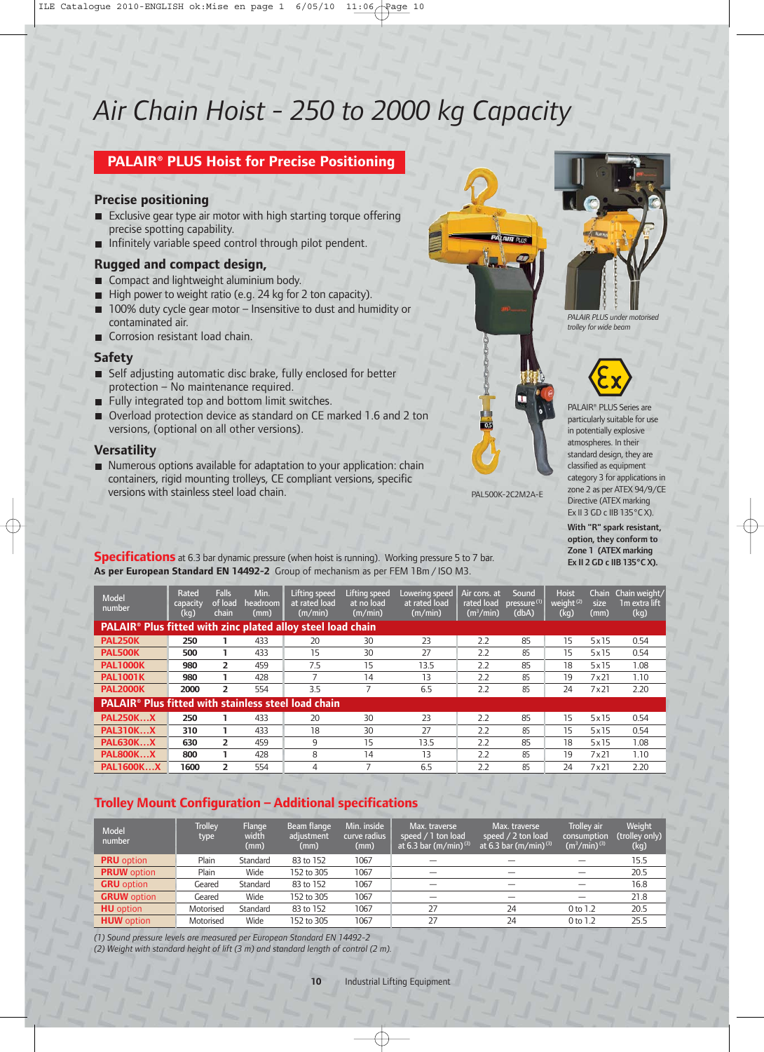# Air Chain Hoist - 250 to 2000 kg Capacity

## PALAIR® PLUS Hoist for Precise Positioning

### Precise positioning

- Exclusive gear type air motor with high starting torque offering precise spotting capability.
- Infinitely variable speed control through pilot pendent.

### Rugged and compact design,

- Compact and lightweight aluminium body.
- High power to weight ratio (e.g. 24 kg for 2 ton capacity).
- 100% duty cycle gear motor – Insensitive to dust and humidity or contaminated air.
- Corrosion resistant load chain.

### Safety

- Self adjusting automatic disc brake, fully enclosed for better protection – No maintenance required.
- Fully integrated top and bottom limit switches.
- Overload protection device as standard on CE marked 1.6 and 2 ton versions, (optional on all other versions).

### Versatility

- Numerous options available for adaptation to your application: chain containers, rigid mounting trolleys, CE compliant versions, specific versions with stainless steel load chain.

PAL500K-2C2M2A-E

*PALAIR PLUS under motorised trolley for wide beam*

PALAIR® PLUS Series are particularly suitable for use in potentially explosive atmospheres. In their standard design, they are classified as equipment category 3 for applications in zone 2 as per ATEX 94/9/CE Directive (ATEX marking Ex II 3 GD c IIB 135°C X).

**With "R" spark resistant, option, they conform to Zone 1 (ATEX marking Ex II 2 GD c IIB 135°C X).**

**Specifications** at 6.3 bar dynamic pressure (when hoist is running). Working pressure 5 to 7 bar.
**As per European Standard EN 14492-2** Group of mechanism as per FEM 1Bm / ISO M3.

| Model number | Rated capacity (kg) | Falls of load chain | Min. headroom (mm) | Lifting speed at rated load (m/min) | Lifting speed at no load (m/min) | Lowering speed at rated load (m/min) | Air cons. at rated load (m³/min) | Sound pressure (1) (dbA) | Hoist weight (2) (kg) | Chain size (mm) | Chain weight/ 1m extra lift (kg) |
|---|---|---|---|---|---|---|---|---|---|---|---|
| **PALAIR® Plus fitted with zinc plated alloy steel load chain** | | | | | | | | | | | |
| **PAL250K** | **250** | **1** | 433 | 20 | 30 | 23 | 2.2 | 85 | 15 | 5x15 | 0.54 |
| **PAL500K** | **500** | **1** | 433 | 15 | 30 | 27 | 2.2 | 85 | 15 | 5x15 | 0.54 |
| **PAL1000K** | **980** | **2** | 459 | 7.5 | 15 | 13.5 | 2.2 | 85 | 18 | 5x15 | 1.08 |
| **PAL1001K** | **980** | **1** | 428 | 7 | 14 | 13 | 2.2 | 85 | 19 | 7x21 | 1.10 |
| **PAL2000K** | **2000** | **2** | 554 | 3.5 | 7 | 6.5 | 2.2 | 85 | 24 | 7x21 | 2.20 |
| **PALAIR® Plus fitted with stainless steel load chain** | | | | | | | | | | | |
| **PAL250K…X** | **250** | **1** | 433 | 20 | 30 | 23 | 2.2 | 85 | 15 | 5x15 | 0.54 |
| **PAL310K…X** | **310** | **1** | 433 | 18 | 30 | 27 | 2.2 | 85 | 15 | 5x15 | 0.54 |
| **PAL630K…X** | **630** | **2** | 459 | 9 | 15 | 13.5 | 2.2 | 85 | 18 | 5x15 | 1.08 |
| **PAL800K…X** | **800** | **1** | 428 | 8 | 14 | 13 | 2.2 | 85 | 19 | 7x21 | 1.10 |
| **PAL1600K…X** | **1600** | **2** | 554 | 4 | 7 | 6.5 | 2.2 | 85 | 24 | 7x21 | 2.20 |

## Trolley Mount Configuration – Additional specifications

| Model number | Trolley type | Flange width (mm) | Beam flange adjustment (mm) | Min. inside curve radius (mm) | Max. traverse speed / 1 ton load at 6.3 bar (m/min) (3) | Max. traverse speed / 2 ton load at 6.3 bar (m/min) (3) | Trolley air consumption (m³/min) (3) | Weight (trolley only) (kg) |
|---|---|---|---|---|---|---|---|---|
| **PRU** option | Plain | Standard | 83 to 152 | 1067 | — | — | — | 15.5 |
| **PRUW** option | Plain | Wide | 152 to 305 | 1067 | — | — | — | 20.5 |
| **GRU** option | Geared | Standard | 83 to 152 | 1067 | — | — | — | 16.8 |
| **GRUW** option | Geared | Wide | 152 to 305 | 1067 | — | — | — | 21.8 |
| **HU** option | Motorised | Standard | 83 to 152 | 1067 | 27 | 24 | 0 to 1.2 | 20.5 |
| **HUW** option | Motorised | Wide | 152 to 305 | 1067 | 27 | 24 | 0 to 1.2 | 25.5 |

*(1) Sound pressure levels are measured per European Standard EN 14492-2*
*(2) Weight with standard height of lift (3 m) and standard length of control (2 m).*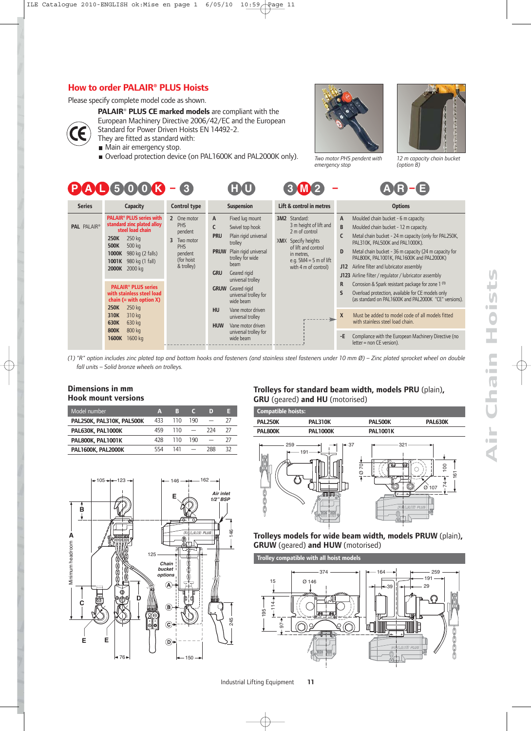## How to order PALAIR® PLUS Hoists

Please specify complete model code as shown.

**PALAIR® PLUS CE marked models** are compliant with the European Machinery Directive 2006/42/EC and the European Standard for Power Driven Hoists EN 14492-2.
They are fitted as standard with:

- Main air emergency stop.
- Overload protection device (on PAL1600K and PAL2000K only).

*Two motor PHS pendent with emergency stop*

*12 m capacity chain bucket (option B)*

**P A L 5 0 0 K – 3 H U 3 M 2 – A R – E**

| Series | Capacity | Control type | Suspension | Lift & control in metres | Options |
|---|---|---|---|---|---|
| **PAL** PALAIR® | **PALAIR® PLUS series with standard zinc plated alloy steel load chain**<br>**250K** 250 kg<br>**500K** 500 kg<br>**1000K** 980 kg (2 falls)<br>**1001K** 980 kg (1 fall)<br>**2000K** 2000 kg<br><br>**PALAIR® PLUS series with stainless steel load chain (= with option X)**<br>**250K** 250 kg<br>**310K** 310 kg<br>**630K** 630 kg<br>**800K** 800 kg<br>**1600K** 1600 kg | **2** One motor PHS pendent<br>**3** Two motor PHS pendent (for hoist & trolley) | **A** Fixed lug mount<br>**C** Swivel top hook<br>**PRU** Plain rigid universal trolley<br>**PRUW** Plain rigid universal trolley for wide beam<br>**GRU** Geared rigid universal trolley<br>**GRUW** Geared rigid universal trolley for wide beam<br>**HU** Vane motor driven universal trolley<br>**HUW** Vane motor driven universal trolley for wide beam | **3M2** Standard: 3 m height of lift and 2 m of control<br>**XMX** Specify heights of lift and control in metres, e.g. 5M4 = 5 m of lift with 4 m of control) | **A** Moulded chain bucket - 6 m capacity.<br>**B** Moulded chain bucket - 12 m capacity.<br>**C** Metal chain bucket - 24 m capacity (only for PAL250K, PAL310K, PAL500K and PAL1000K).<br>**D** Metal chain bucket - 36 m capacity (24 m capacity for PAL800K, PAL1001K, PAL1600K and PAL2000K)<br>**J12** Airline filter and lubricator assembly<br>**J123** Airline filter / regulator / lubricator assembly<br>**R** Corrosion & Spark resistant package for zone 1 (1)<br>**S** Overload protection, available for CE models only (as standard on PAL1600K and PAL2000K "CE" versions).<br><br>**X** Must be added to model code of all models fitted with stainless steel load chain.<br><br>**-E** Compliance with the European Machinery Directive (no letter = non CE version). |

*(1) "R" option includes zinc plated top and bottom hooks and fasteners (and stainless steel fasteners under 10 mm Ø) – Zinc plated sprocket wheel on double fall units – Solid bronze wheels on trolleys.*

### Dimensions in mm
### Hook mount versions

| Model number | A | B | C | D | E |
|---|---|---|---|---|---|
| PAL250K, PAL310K, PAL500K | 433 | 110 | 190 | — | 27 |
| PAL630K, PAL1000K | 459 | 110 | — | 224 | 27 |
| PAL800K, PAL1001K | 428 | 110 | 190 | — | 27 |
| PAL1600K, PAL2000K | 554 | 141 | — | 288 | 32 |

105 123 146 162 B A Minimum headroom C E E D 76 E Air inlet 1/2" BSP 146 125 Chain bucket options A B C D 245 150

### Trolleys for standard beam width, models PRU (plain), GRU (geared) and HU (motorised)

| Compatible hoists: | | | |
|---|---|---|---|
| PAL250K | PAL310K | PAL500K | PAL630K |
| PAL800K | PAL1000K | PAL1001K | |

259 191 37 321 Ø 70 100 161 Ø 107 74

### Trolleys models for wide beam width, models PRUW (plain), GRUW (geared) and HUW (motorised)

**Trolley compatible with all hoist models**

374 15 Ø 146 195 114 97 164 39 259 191 29

Industrial Lifting Equipment